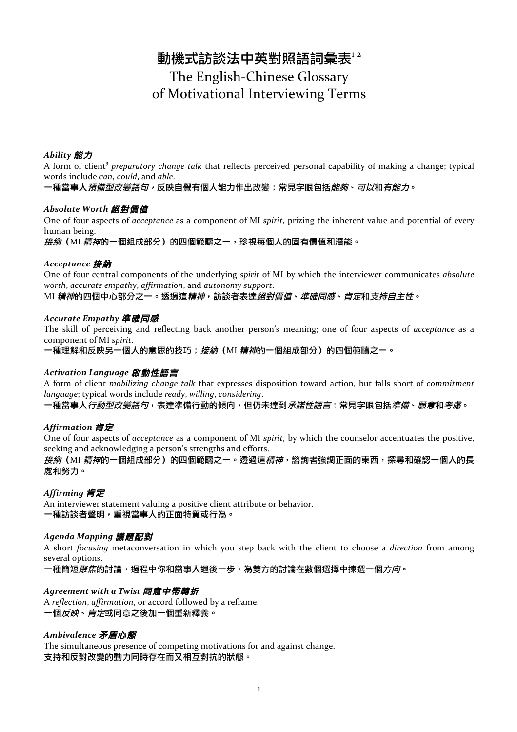# 動機式訪談法中英對照語詞彙表[1,2]

# The English-Chinese Glossary of Motivational Interviewing Terms

### *Ability* 能力

A form of client[3] *preparatory change talk* that reflects perceived personal capability of making a change; typical words include *can*, *could*, and *able*.

**一種當事人*預備型改變語句*，反映自覺有個人能力作出改變；常見字眼包括*能夠*、*可以*和*有能力*。**

### *Absolute Worth* 絕對價值

One of four aspects of *acceptance* as a component of MI *spirit*, prizing the inherent value and potential of every human being.

***接納*（MI *精神*的一個組成部分）的四個範疇之一，珍視每個人的固有價值和潛能。**

### *Acceptance* 接納

One of four central components of the underlying *spirit* of MI by which the interviewer communicates *absolute worth*, *accurate empathy*, *affirmation*, and *autonomy support*.

**MI *精神*的四個中心部分之一。透過這*精神*，訪談者表達*絕對價值*、*準確同感*、*肯定*和*支持自主性*。**

### *Accurate Empathy* 準確同感

The skill of perceiving and reflecting back another person's meaning; one of four aspects of *acceptance* as a component of MI *spirit*.

**一種理解和反映另一個人的意思的技巧；*接納*（MI *精神*的一個組成部分）的四個範疇之一。**

### *Activation Language* 啟動性語言

A form of client *mobilizing change talk* that expresses disposition toward action, but falls short of *commitment language*; typical words include *ready*, *willing*, *considering*.

**一種當事人*行動型改變語句*，表達準備行動的傾向，但仍未達到*承諾性語言*；常見字眼包括*準備*、*願意*和*考慮*。**

### *Affirmation* 肯定

One of four aspects of *acceptance* as a component of MI *spirit*, by which the counselor accentuates the positive, seeking and acknowledging a person's strengths and efforts.

***接納*（MI *精神*的一個組成部分）的四個範疇之一。透過這*精神*，諮詢者強調正面的東西，探尋和確認一個人的長處和努力。**

### *Affirming* 肯定

An interviewer statement valuing a positive client attribute or behavior.

**一種訪談者聲明，重視當事人的正面特質或行為。**

### *Agenda Mapping* 議題配對

A short *focusing* metaconversation in which you step back with the client to choose a *direction* from among several options.

**一種簡短*聚焦*的討論，過程中你和當事人退後一步，為雙方的討論在數個選擇中揀選一個*方向*。**

### *Agreement with a Twist* 同意中帶轉折

A *reflection*, *affirmation*, or accord followed by a reframe.

**一個*反映*、*肯定*或同意之後加一個重新釋義。**

### *Ambivalence* 矛盾心態

The simultaneous presence of competing motivations for and against change.

**支持和反對改變的動力同時存在而又相互對抗的狀態。**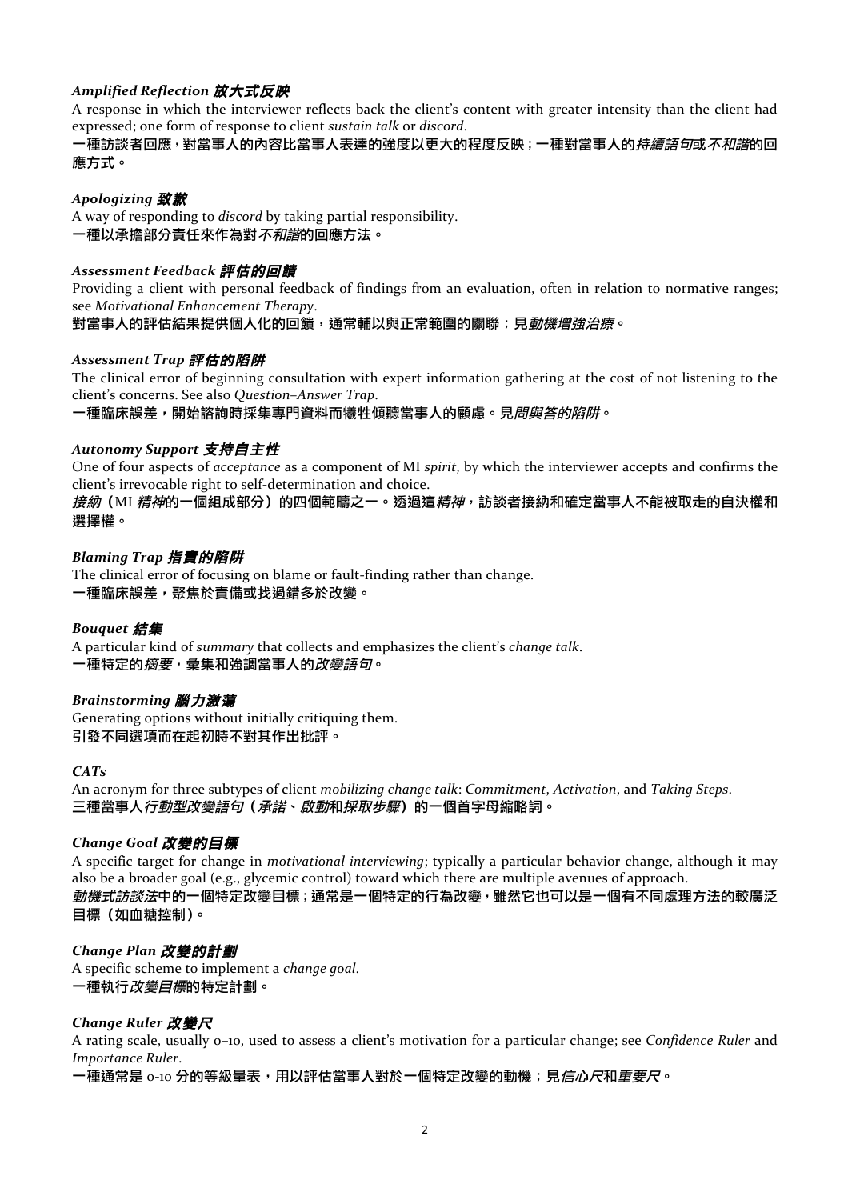### *Amplified Reflection* ***放大式反映***

A response in which the interviewer reflects back the client's content with greater intensity than the client had expressed; one form of response to client *sustain talk* or *discord*.

**一種訪談者回應，對當事人的內容比當事人表達的強度以更大的程度反映；一種對當事人的*持續語句*或*不和諧*的回應方式。**

### *Apologizing* ***致歉***

A way of responding to *discord* by taking partial responsibility.

**一種以承擔部分責任來作為對*不和諧*的回應方法。**

### *Assessment Feedback* ***評估的回饋***

Providing a client with personal feedback of findings from an evaluation, often in relation to normative ranges; see *Motivational Enhancement Therapy*.

**對當事人的評估結果提供個人化的回饋，通常輔以與正常範圍的關聯；見*動機增強治療*。**

### *Assessment Trap* ***評估的陷阱***

The clinical error of beginning consultation with expert information gathering at the cost of not listening to the client's concerns. See also *Question–Answer Trap*.

**一種臨床誤差，開始諮詢時採集專門資料而犧牲傾聽當事人的顧慮。見*問與答的陷阱*。**

### *Autonomy Support* ***支持自主性***

One of four aspects of *acceptance* as a component of MI *spirit*, by which the interviewer accepts and confirms the client's irrevocable right to self-determination and choice.

***接納*（MI *精神*的一個組成部分）的四個範疇之一。透過這*精神*，訪談者接納和確定當事人不能被取走的自決權和選擇權。**

### *Blaming Trap* ***指責的陷阱***

The clinical error of focusing on blame or fault-finding rather than change.

**一種臨床誤差，聚焦於責備或找過錯多於改變。**

### *Bouquet* ***結集***

A particular kind of *summary* that collects and emphasizes the client's *change talk*.

**一種特定的*摘要*，彙集和強調當事人的*改變語句*。**

### *Brainstorming* ***腦力激蕩***

Generating options without initially critiquing them.

**引發不同選項而在起初時不對其作出批評。**

### *CATs*

An acronym for three subtypes of client *mobilizing change talk*: *Commitment*, *Activation*, and *Taking Steps*.

**三種當事人*行動型改變語句*（*承諾*、*啟動*和*採取步驟*）的一個首字母縮略詞。**

### *Change Goal* ***改變的目標***

A specific target for change in *motivational interviewing*; typically a particular behavior change, although it may also be a broader goal (e.g., glycemic control) toward which there are multiple avenues of approach.

***動機式訪談法*中的一個特定改變目標；通常是一個特定的行為改變，雖然它也可以是一個有不同處理方法的較廣泛目標（如血糖控制）。**

### *Change Plan* ***改變的計劃***

A specific scheme to implement a *change goal*.

**一種執行*改變目標*的特定計劃。**

### *Change Ruler* ***改變尺***

A rating scale, usually 0–10, used to assess a client's motivation for a particular change; see *Confidence Ruler* and *Importance Ruler*.

**一種通常是 0-10 分的等級量表，用以評估當事人對於一個特定改變的動機；見*信心尺*和*重要尺*。**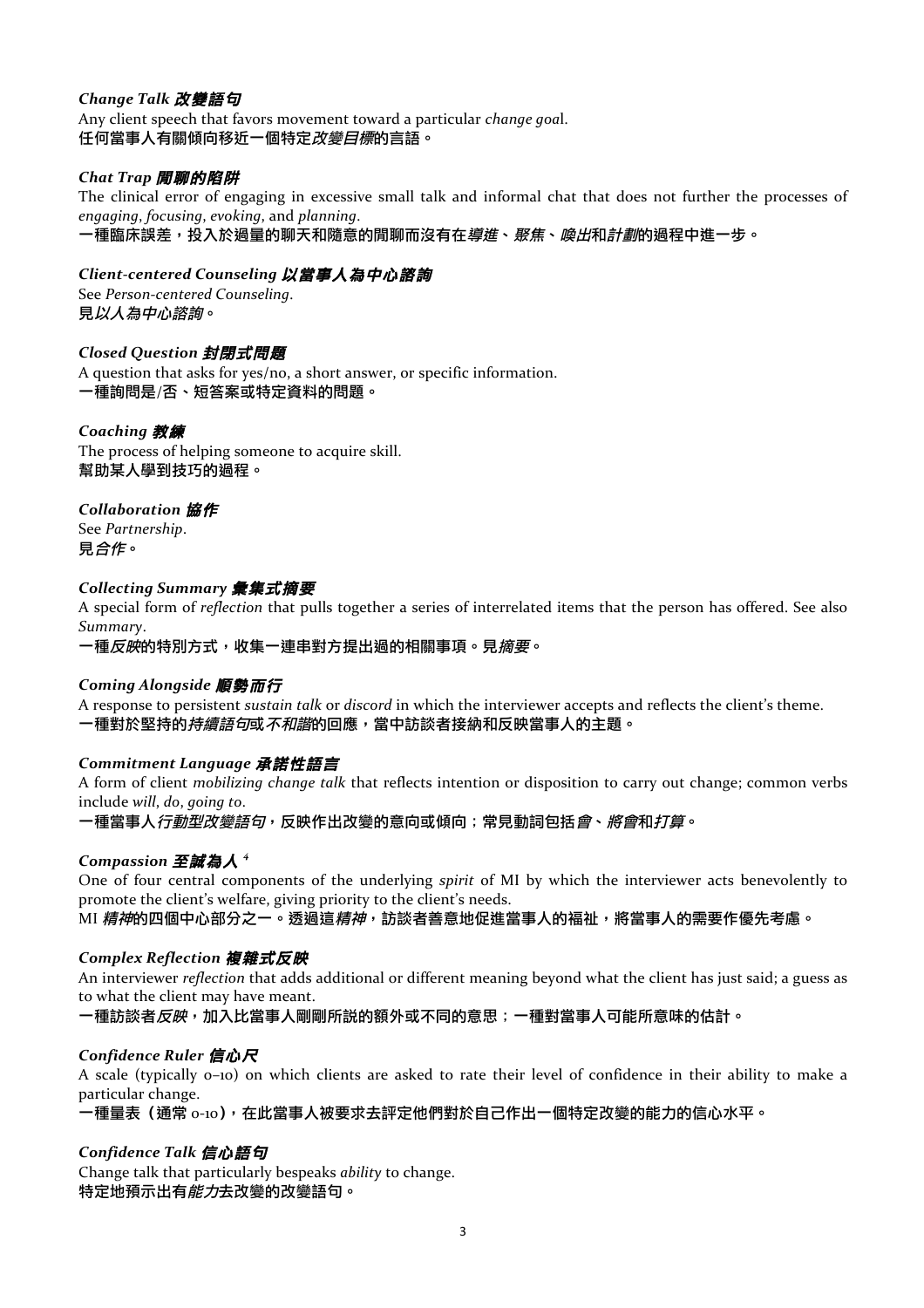***Change Talk 改變語句***

Any client speech that favors movement toward a particular *change goal*.
**任何當事人有關傾向移近一個特定*改變目標*的言語。**

***Chat Trap 閒聊的陷阱***

The clinical error of engaging in excessive small talk and informal chat that does not further the processes of *engaging*, *focusing*, *evoking*, and *planning*.
**一種臨床誤差，投入於過量的聊天和隨意的閒聊而沒有在*導進*、*聚焦*、*喚出*和*計劃*的過程中進一步。**

***Client-centered Counseling 以當事人為中心諮詢***

See *Person-centered Counseling*.
**見*以人為中心諮詢*。**

***Closed Question 封閉式問題***

A question that asks for yes/no, a short answer, or specific information.
**一種詢問是/否、短答案或特定資料的問題。**

***Coaching 教練***

The process of helping someone to acquire skill.
**幫助某人學到技巧的過程。**

***Collaboration 協作***

See *Partnership*.
**見*合作*。**

***Collecting Summary 彙集式摘要***

A special form of *reflection* that pulls together a series of interrelated items that the person has offered. See also *Summary*.
**一種*反映*的特別方式，收集一連串對方提出過的相關事項。見*摘要*。**

***Coming Alongside 順勢而行***

A response to persistent *sustain talk* or *discord* in which the interviewer accepts and reflects the client's theme.
**一種對於堅持的*持續語句*或*不和諧*的回應，當中訪談者接納和反映當事人的主題。**

***Commitment Language 承諾性語言***

A form of client *mobilizing change talk* that reflects intention or disposition to carry out change; common verbs include *will*, *do*, *going to*.
**一種當事人*行動型改變語句*，反映作出改變的意向或傾向；常見動詞包括*會*、*將會*和*打算*。**

***Compassion 至誠為人*** [4]

One of four central components of the underlying *spirit* of MI by which the interviewer acts benevolently to promote the client's welfare, giving priority to the client's needs.
**MI *精神*的四個中心部分之一。透過這*精神*，訪談者善意地促進當事人的福祉，將當事人的需要作優先考慮。**

***Complex Reflection 複雜式反映***

An interviewer *reflection* that adds additional or different meaning beyond what the client has just said; a guess as to what the client may have meant.
**一種訪談者*反映*，加入比當事人剛剛所說的額外或不同的意思；一種對當事人可能所意味的估計。**

***Confidence Ruler 信心尺***

A scale (typically 0–10) on which clients are asked to rate their level of confidence in their ability to make a particular change.
**一種量表（通常 0-10），在此當事人被要求去評定他們對於自己作出一個特定改變的能力的信心水平。**

***Confidence Talk 信心語句***

Change talk that particularly bespeaks *ability* to change.
**特定地預示出有*能力*去改變的改變語句。**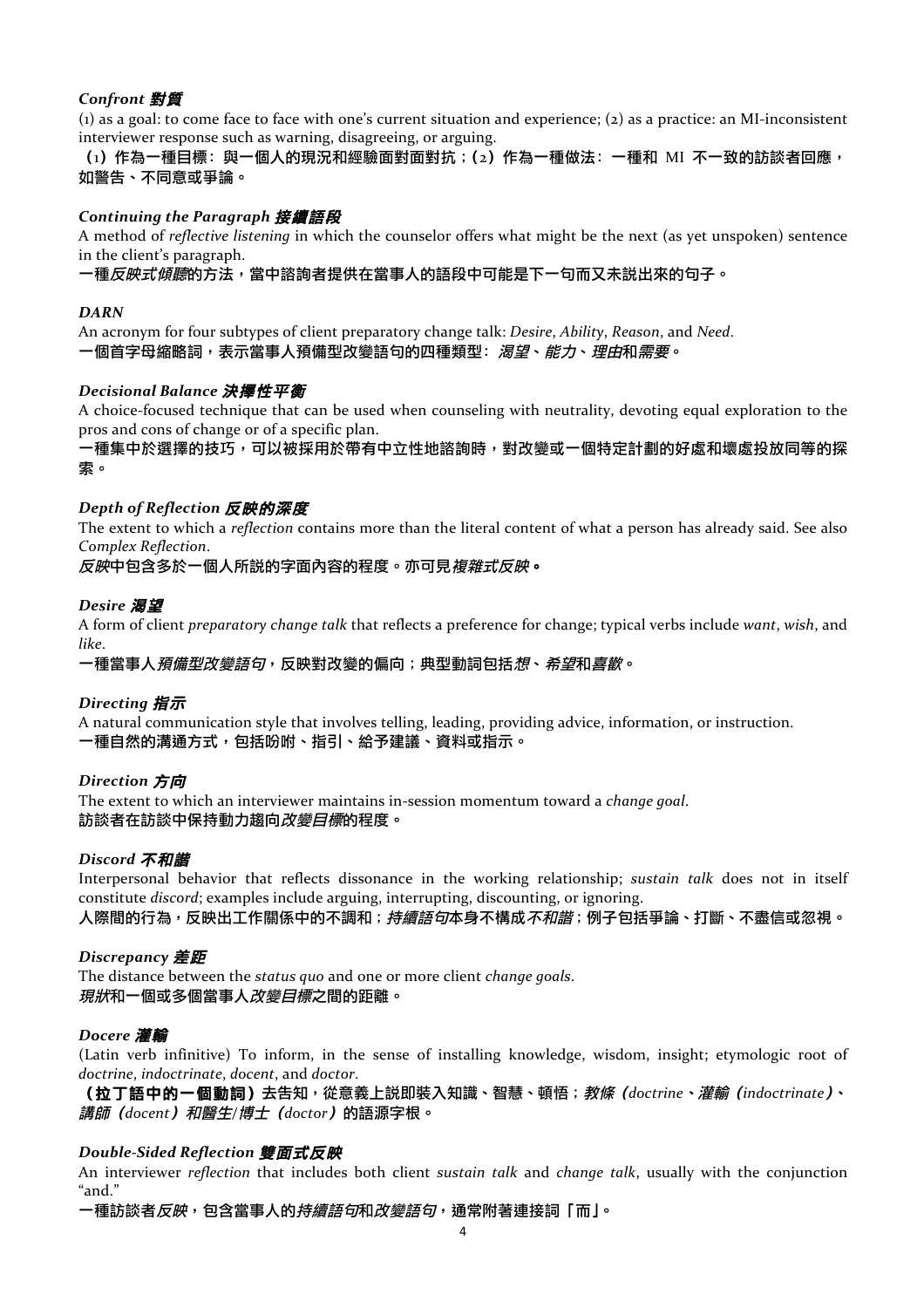### *Confront* 對質

(1) as a goal: to come face to face with one's current situation and experience; (2) as a practice: an MI-inconsistent interviewer response such as warning, disagreeing, or arguing.

**(1)作為一種目標：與一個人的現況和經驗面對面對抗；(2)作為一種做法：一種和 MI 不一致的訪談者回應，如警告、不同意或爭論。**

### *Continuing the Paragraph* 接續語段

A method of *reflective listening* in which the counselor offers what might be the next (as yet unspoken) sentence in the client's paragraph.

**一種*反映式傾聽*的方法，當中諮詢者提供在當事人的語段中可能是下一句而又未説出來的句子。**

### *DARN*

An acronym for four subtypes of client preparatory change talk: *Desire*, *Ability*, *Reason*, and *Need*.

**一個首字母縮略詞，表示當事人預備型改變語句的四種類型：*渴望*、*能力*、*理由*和*需要*。**

### *Decisional Balance* 決擇性平衡

A choice-focused technique that can be used when counseling with neutrality, devoting equal exploration to the pros and cons of change or of a specific plan.

**一種集中於選擇的技巧，可以被採用於帶有中立性地諮詢時，對改變或一個特定計劃的好處和壞處投放同等的探索。**

### *Depth of Reflection* 反映的深度

The extent to which a *reflection* contains more than the literal content of what a person has already said. See also *Complex Reflection*.

***反映*中包含多於一個人所説的字面內容的程度。亦可見*複雜式反映*。**

### *Desire* 渴望

A form of client *preparatory change talk* that reflects a preference for change; typical verbs include *want*, *wish*, and *like*.

**一種當事人*預備型改變語句*，反映對改變的偏向；典型動詞包括*想*、*希望*和*喜歡*。**

### *Directing* 指示

A natural communication style that involves telling, leading, providing advice, information, or instruction.

**一種自然的溝通方式，包括吩咐、指引、給予建議、資料或指示。**

### *Direction* 方向

The extent to which an interviewer maintains in-session momentum toward a *change goal*.

**訪談者在訪談中保持動力趨向*改變目標*的程度。**

### *Discord* 不和諧

Interpersonal behavior that reflects dissonance in the working relationship; *sustain talk* does not in itself constitute *discord*; examples include arguing, interrupting, discounting, or ignoring.

**人際間的行為，反映出工作關係中的不調和；*持續語句*本身不構成*不和諧*；例子包括爭論、打斷、不盡信或忽視。**

### *Discrepancy* 差距

The distance between the *status quo* and one or more client *change goals*.

***現狀*和一個或多個當事人*改變目標*之間的距離。**

### *Docere* 灌輸

(Latin verb infinitive) To inform, in the sense of installing knowledge, wisdom, insight; etymologic root of *doctrine*, *indoctrinate*, *docent*, and *doctor*.

**(拉丁語中的一個動詞)去告知，從意義上説即裝入知識、智慧、頓悟；*教條(doctrine*、*灌輸(indoctrinate)*、*講師(docent)*和*醫生/博士(doctor)*的語源字根。**

### *Double-Sided Reflection* 雙面式反映

An interviewer *reflection* that includes both client *sustain talk* and *change talk*, usually with the conjunction "and."

**一種訪談者*反映*，包含當事人的*持續語句*和*改變語句*，通常附著連接詞「而」。**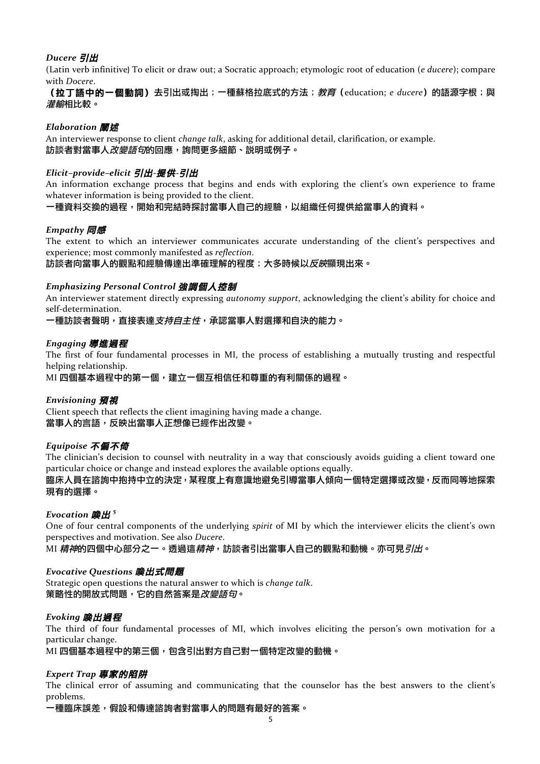***Ducere* 引出**

(Latin verb infinitive) To elicit or draw out; a Socratic approach; etymologic root of education (*e ducere*); compare with *Docere*.

**（拉丁語中的一個動詞）去引出或掏出；一種蘇格拉底式的方法；*教育*（education; *e ducere*）的語源字根；與*灌輸*相比較。**

***Elaboration* 闡述**

An interviewer response to client *change talk*, asking for additional detail, clarification, or example.

**訪談者對當事人*改變語句*的回應，詢問更多細節、說明或例子。**

***Elicit–provide–elicit* 引出-提供-引出**

An information exchange process that begins and ends with exploring the client's own experience to frame whatever information is being provided to the client.

**一種資料交換的過程，開始和完結時探討當事人自己的經驗，以組織任何提供給當事人的資料。**

***Empathy* 同感**

The extent to which an interviewer communicates accurate understanding of the client's perspectives and experience; most commonly manifested as *reflection*.

**訪談者向當事人的觀點和經驗傳達出準確理解的程度；大多時候以*反映*顯現出來。**

***Emphasizing Personal Control* 強調個人控制**

An interviewer statement directly expressing *autonomy support*, acknowledging the client's ability for choice and self-determination.

**一種訪談者聲明，直接表達*支持自主性*，承認當事人對選擇和自決的能力。**

***Engaging* 導進過程**

The first of four fundamental processes in MI, the process of establishing a mutually trusting and respectful helping relationship.

**MI 四個基本過程中的第一個，建立一個互相信任和尊重的有利關係的過程。**

***Envisioning* 預視**

Client speech that reflects the client imagining having made a change.

**當事人的言語，反映出當事人正想像已經作出改變。**

***Equipoise* 不偏不倚**

The clinician's decision to counsel with neutrality in a way that consciously avoids guiding a client toward one particular choice or change and instead explores the available options equally.

**臨床人員在諮詢中抱持中立的決定，某程度上有意識地避免引導當事人傾向一個特定選擇或改變，反而同等地探索現有的選擇。**

***Evocation* 喚出[5]**

One of four central components of the underlying *spirit* of MI by which the interviewer elicits the client's own perspectives and motivation. See also *Ducere*.

**MI *精神*的四個中心部分之一。透過這*精神*，訪談者引出當事人自己的觀點和動機。亦可見*引出*。**

***Evocative Questions* 喚出式問題**

Strategic open questions the natural answer to which is *change talk*.

**策略性的開放式問題，它的自然答案是*改變語句*。**

***Evoking* 喚出過程**

The third of four fundamental processes of MI, which involves eliciting the person's own motivation for a particular change.

**MI 四個基本過程中的第三個，包含引出對方自己對一個特定改變的動機。**

***Expert Trap* 專家的陷阱**

The clinical error of assuming and communicating that the counselor has the best answers to the client's problems.

**一種臨床誤差，假設和傳達諮詢者對當事人的問題有最好的答案。**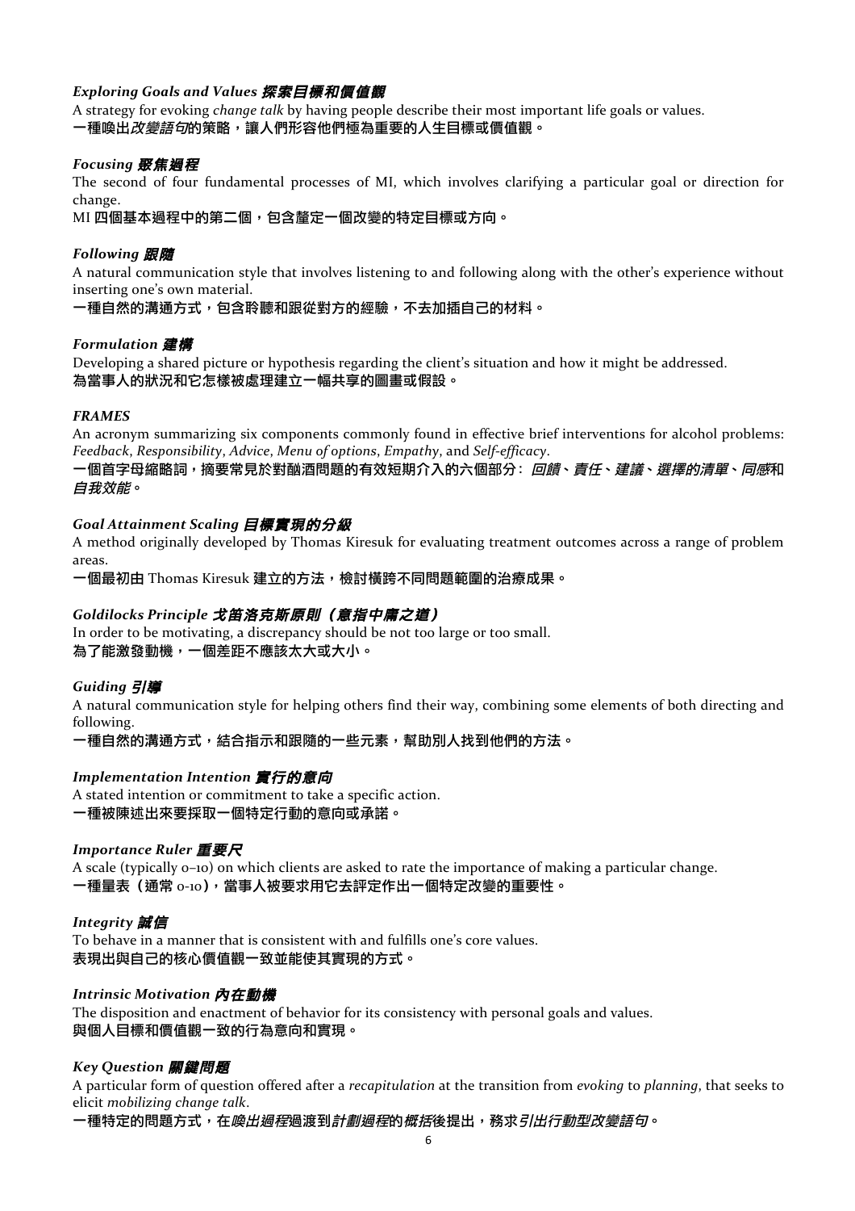***Exploring Goals and Values* 探索目標和價值觀**

A strategy for evoking *change talk* by having people describe their most important life goals or values.

**一種喚出*改變語句*的策略，讓人們形容他們極為重要的人生目標或價值觀。**

***Focusing* 聚焦過程**

The second of four fundamental processes of MI, which involves clarifying a particular goal or direction for change.

**MI 四個基本過程中的第二個，包含釐定一個改變的特定目標或方向。**

***Following* 跟隨**

A natural communication style that involves listening to and following along with the other's experience without inserting one's own material.

**一種自然的溝通方式，包含聆聽和跟從對方的經驗，不去加插自己的材料。**

***Formulation* 建構**

Developing a shared picture or hypothesis regarding the client's situation and how it might be addressed.

**為當事人的狀況和它怎樣被處理建立一幅共享的圖畫或假設。**

***FRAMES***

An acronym summarizing six components commonly found in effective brief interventions for alcohol problems: *Feedback*, *Responsibility*, *Advice*, *Menu of options*, *Empathy*, and *Self-efficacy*.

**一個首字母縮略詞，摘要常見於對酗酒問題的有效短期介入的六個部分：*回饋*、*責任*、*建議*、*選擇的清單*、*同感*和*自我效能*。**

***Goal Attainment Scaling* 目標實現的分級**

A method originally developed by Thomas Kiresuk for evaluating treatment outcomes across a range of problem areas.

**一個最初由 Thomas Kiresuk 建立的方法，檢討橫跨不同問題範圍的治療成果。**

***Goldilocks Principle* 戈笛洛克斯原則（意指中庸之道）**

In order to be motivating, a discrepancy should be not too large or too small.

**為了能激發動機，一個差距不應該太大或大小。**

***Guiding* 引導**

A natural communication style for helping others find their way, combining some elements of both directing and following.

**一種自然的溝通方式，結合指示和跟隨的一些元素，幫助別人找到他們的方法。**

***Implementation Intention* 實行的意向**

A stated intention or commitment to take a specific action.

**一種被陳述出來要採取一個特定行動的意向或承諾。**

***Importance Ruler* 重要尺**

A scale (typically 0–10) on which clients are asked to rate the importance of making a particular change.

**一種量表（通常 0-10），當事人被要求用它去評定作出一個特定改變的重要性。**

***Integrity* 誠信**

To behave in a manner that is consistent with and fulfills one's core values.

**表現出與自己的核心價值觀一致並能使其實現的方式。**

***Intrinsic Motivation* 內在動機**

The disposition and enactment of behavior for its consistency with personal goals and values.

**與個人目標和價值觀一致的行為意向和實現。**

***Key Question* 關鍵問題**

A particular form of question offered after a *recapitulation* at the transition from *evoking* to *planning*, that seeks to elicit *mobilizing change talk*.

**一種特定的問題方式，在*喚出過程*過渡到*計劃過程*的*概括*後提出，務求*引出行動型改變語句*。**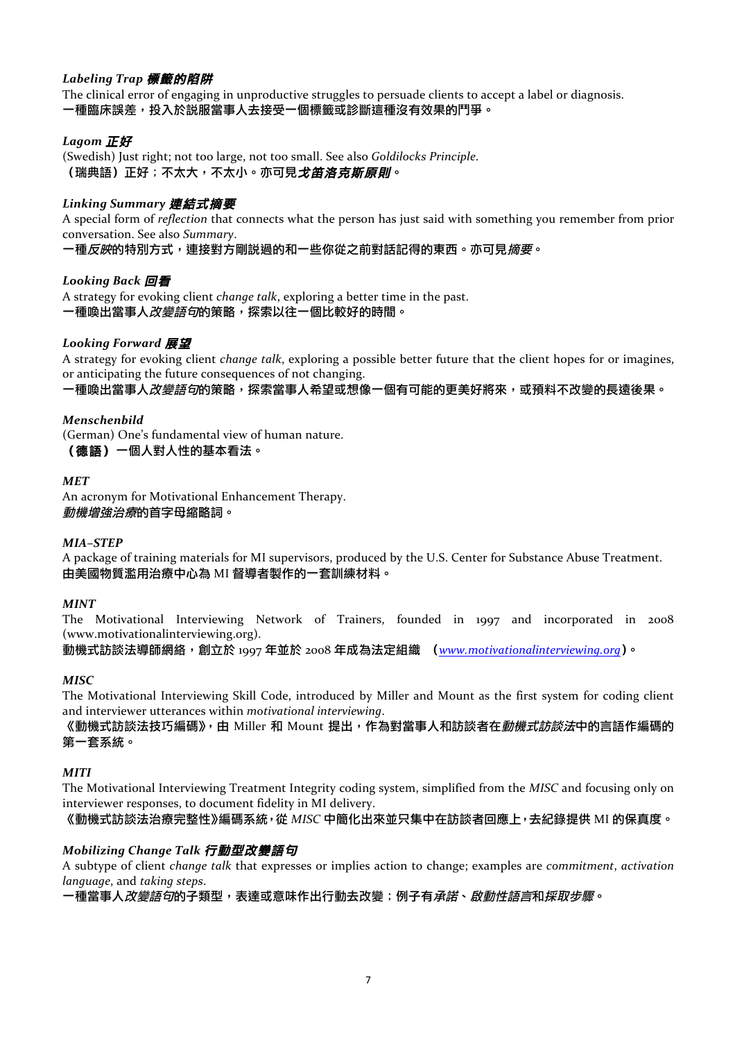### *Labeling Trap 標籤的陷阱*

The clinical error of engaging in unproductive struggles to persuade clients to accept a label or diagnosis.
**一種臨床誤差，投入於説服當事人去接受一個標籤或診斷這種沒有效果的鬥爭。**

### *Lagom 正好*

(Swedish) Just right; not too large, not too small. See also *Goldilocks Principle*.
**（瑞典語）正好；不太大，不太小。亦可見*戈笛洛克斯原則*。**

### *Linking Summary 連結式摘要*

A special form of *reflection* that connects what the person has just said with something you remember from prior conversation. See also *Summary*.
**一種*反映*的特別方式，連接對方剛説過的和一些你從之前對話記得的東西。亦可見*摘要*。**

### *Looking Back 回看*

A strategy for evoking client *change talk*, exploring a better time in the past.
**一種喚出當事人*改變語句*的策略，探索以往一個比較好的時間。**

### *Looking Forward 展望*

A strategy for evoking client *change talk*, exploring a possible better future that the client hopes for or imagines, or anticipating the future consequences of not changing.
**一種喚出當事人*改變語句*的策略，探索當事人希望或想像一個有可能的更美好將來，或預料不改變的長遠後果。**

### *Menschenbild*

(German) One's fundamental view of human nature.
**（德語）一個人對人性的基本看法。**

### *MET*

An acronym for Motivational Enhancement Therapy.
***動機增強治療*的首字母縮略詞。**

### *MIA–STEP*

A package of training materials for MI supervisors, produced by the U.S. Center for Substance Abuse Treatment.
**由美國物質濫用治療中心為 MI 督導者製作的一套訓練材料。**

### *MINT*

The Motivational Interviewing Network of Trainers, founded in 1997 and incorporated in 2008 (www.motivationalinterviewing.org).
**動機式訪談法導師網絡，創立於 1997 年並於 2008 年成為法定組織 （*www.motivationalinterviewing.org*）。**

### *MISC*

The Motivational Interviewing Skill Code, introduced by Miller and Mount as the first system for coding client and interviewer utterances within *motivational interviewing*.
**《動機式訪談法技巧編碼》，由 Miller 和 Mount 提出，作為對當事人和訪談者在*動機式訪談法*中的言語作編碼的第一套系統。**

### *MITI*

The Motivational Interviewing Treatment Integrity coding system, simplified from the *MISC* and focusing only on interviewer responses, to document fidelity in MI delivery.
**《動機式訪談法治療完整性》編碼系統，從 *MISC* 中簡化出來並只集中在訪談者回應上，去紀錄提供 MI 的保真度。**

### *Mobilizing Change Talk 行動型改變語句*

A subtype of client *change talk* that expresses or implies action to change; examples are *commitment*, *activation language*, and *taking steps*.
**一種當事人*改變語句*的子類型，表達或意味作出行動去改變；例子有*承諾*、*啟動性語言*和*採取步驟*。**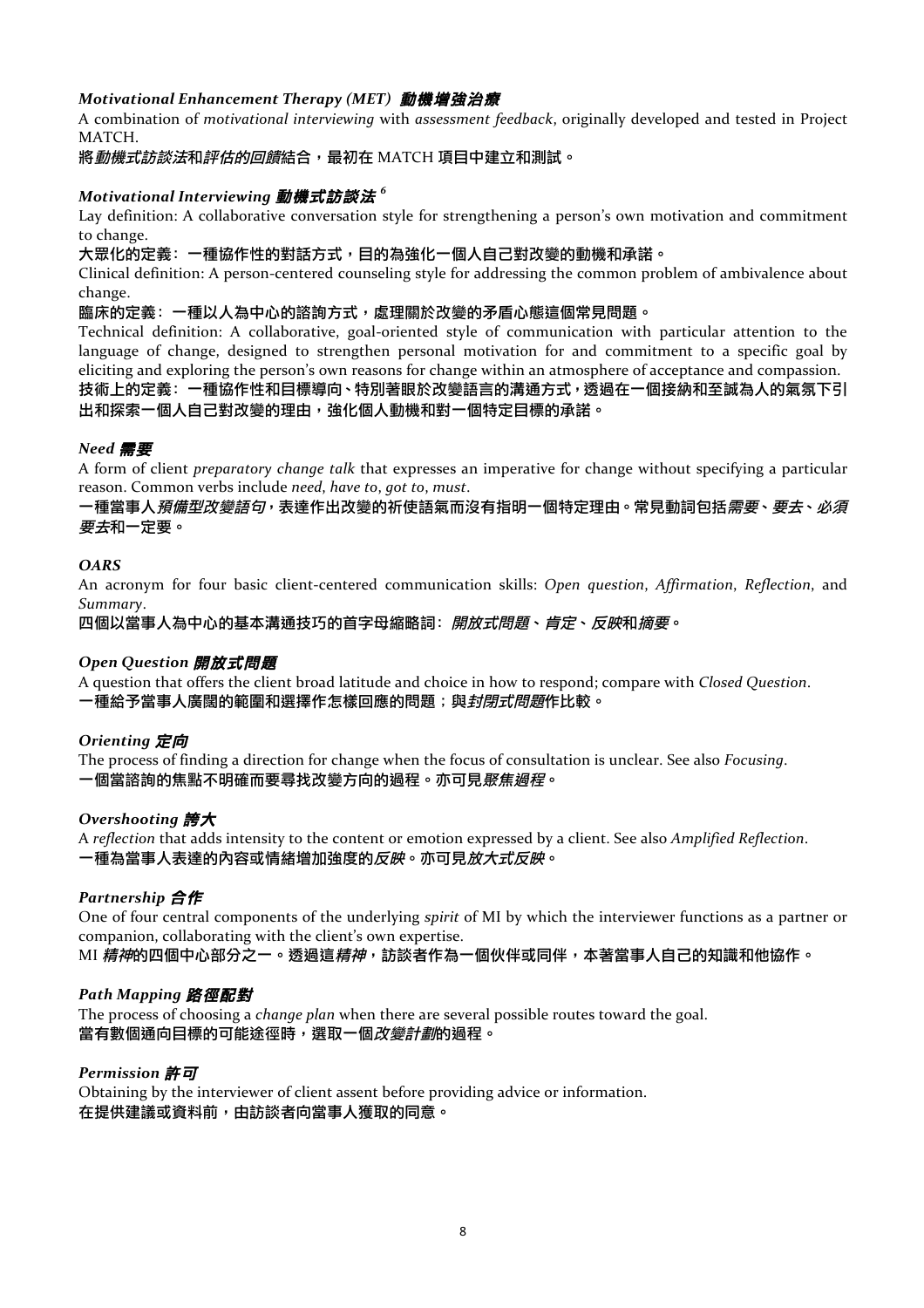***Motivational Enhancement Therapy (MET) 動機增強治療***

A combination of *motivational interviewing* with *assessment feedback*, originally developed and tested in Project MATCH.

**將*動機式訪談法*和*評估的回饋*結合，最初在 MATCH 項目中建立和測試。**

***Motivational Interviewing 動機式訪談法*** [6]

Lay definition: A collaborative conversation style for strengthening a person's own motivation and commitment to change.

**大眾化的定義：一種協作性的對話方式，目的為強化一個人自己對改變的動機和承諾。**

Clinical definition: A person-centered counseling style for addressing the common problem of ambivalence about change.

**臨床的定義：一種以人為中心的諮詢方式，處理關於改變的矛盾心態這個常見問題。**

Technical definition: A collaborative, goal-oriented style of communication with particular attention to the language of change, designed to strengthen personal motivation for and commitment to a specific goal by eliciting and exploring the person's own reasons for change within an atmosphere of acceptance and compassion.

**技術上的定義：一種協作性和目標導向、特別著眼於改變語言的溝通方式，透過在一個接納和至誠為人的氣氛下引出和探索一個人自己對改變的理由，強化個人動機和對一個特定目標的承諾。**

***Need 需要***

A form of client *preparatory change talk* that expresses an imperative for change without specifying a particular reason. Common verbs include *need*, *have to*, *got to*, *must*.

**一種當事人*預備型改變語句*，表達作出改變的祈使語氣而沒有指明一個特定理由。常見動詞包括*需要*、*要去*、*必須要去*和一定要。**

***OARS***

An acronym for four basic client-centered communication skills: *Open question*, *Affirmation*, *Reflection*, and *Summary*.

**四個以當事人為中心的基本溝通技巧的首字母縮略詞：*開放式問題*、*肯定*、*反映*和*摘要*。**

***Open Question 開放式問題***

A question that offers the client broad latitude and choice in how to respond; compare with *Closed Question*.

**一種給予當事人廣闊的範圍和選擇作怎樣回應的問題；與*封閉式問題*作比較。**

***Orienting 定向***

The process of finding a direction for change when the focus of consultation is unclear. See also *Focusing*.

**一個當諮詢的焦點不明確而要尋找改變方向的過程。亦可見*聚焦過程*。**

***Overshooting 誇大***

A *reflection* that adds intensity to the content or emotion expressed by a client. See also *Amplified Reflection*.

**一種為當事人表達的內容或情緒增加強度的*反映*。亦可見*放大式反映*。**

***Partnership 合作***

One of four central components of the underlying *spirit* of MI by which the interviewer functions as a partner or companion, collaborating with the client's own expertise.

**MI *精神*的四個中心部分之一。透過這*精神*，訪談者作為一個伙伴或同伴，本著當事人自己的知識和他協作。**

***Path Mapping 路徑配對***

The process of choosing a *change plan* when there are several possible routes toward the goal.

**當有數個通向目標的可能途徑時，選取一個*改變計劃*的過程。**

***Permission 許可***

Obtaining by the interviewer of client assent before providing advice or information.

**在提供建議或資料前，由訪談者向當事人獲取的同意。**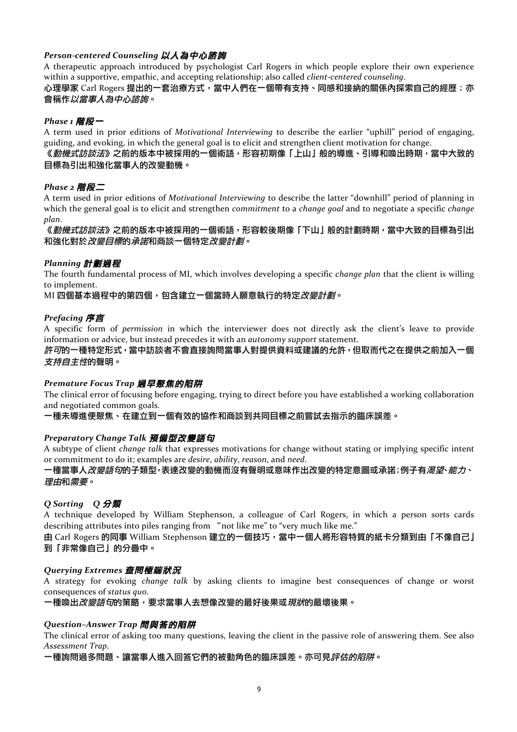***Person-centered Counseling 以人為中心諮詢***

A therapeutic approach introduced by psychologist Carl Rogers in which people explore their own experience within a supportive, empathic, and accepting relationship; also called *client-centered counseling*.

**心理學家 Carl Rogers 提出的一套治療方式，當中人們在一個帶有支持、同感和接納的關係內探索自己的經歷；亦會稱作*以當事人為中心諮詢*。**

***Phase 1 階段一***

A term used in prior editions of *Motivational Interviewing* to describe the earlier "uphill" period of engaging, guiding, and evoking, in which the general goal is to elicit and strengthen client motivation for change.

**《*動機式訪談法*》之前的版本中被採用的一個術語，形容初期像「上山」般的導進、引導和喚出時期，當中大致的目標為引出和強化當事人的改變動機。**

***Phase 2 階段二***

A term used in prior editions of *Motivational Interviewing* to describe the latter "downhill" period of planning in which the general goal is to elicit and strengthen *commitment* to a *change goal* and to negotiate a specific *change plan*.

**《*動機式訪談法*》之前的版本中被採用的一個術語，形容較後期像「下山」般的計劃時期，當中大致的目標為引出和強化對於*改變目標*的*承諾*和商談一個特定*改變計劃*。**

***Planning 計劃過程***

The fourth fundamental process of MI, which involves developing a specific *change plan* that the client is willing to implement.

**MI 四個基本過程中的第四個，包含建立一個當時人願意執行的特定*改變計劃*。**

***Prefacing 序言***

A specific form of *permission* in which the interviewer does not directly ask the client's leave to provide information or advice, but instead precedes it with an *autonomy support* statement.

***許可*的一種特定形式，當中訪談者不會直接詢問當事人對提供資料或建議的允許，但取而代之在提供之前加入一個*支持自主性*的聲明。**

***Premature Focus Trap 過早聚焦的陷阱***

The clinical error of focusing before engaging, trying to direct before you have established a working collaboration and negotiated common goals.

**一種未導進便聚焦、在建立到一個有效的協作和商談到共同目標之前嘗試去指示的臨床誤差。**

***Preparatory Change Talk 預備型改變語句***

A subtype of client *change talk* that expresses motivations for change without stating or implying specific intent or commitment to do it; examples are *desire*, *ability*, *reason*, and *need*.

**一種當事人*改變語句*的子類型，表達改變的動機而沒有聲明或意味作出改變的特定意圖或承諾；例子有*渴望*、*能力*、*理由*和*需要*。**

***Q Sorting　Q 分類***

A technique developed by William Stephenson, a colleague of Carl Rogers, in which a person sorts cards describing attributes into piles ranging from "not like me" to "very much like me."

**由 Carl Rogers 的同事 William Stephenson 建立的一個技巧，當中一個人將形容特質的紙卡分類到由「不像自己」到「非常像自己」的分疊中。**

***Querying Extremes 查問極端狀況***

A strategy for evoking *change talk* by asking clients to imagine best consequences of change or worst consequences of *status quo*.

**一種喚出*改變語句*的策略，要求當事人去想像改變的最好後果或*現狀*的最壞後果。**

***Question–Answer Trap 問與答的陷阱***

The clinical error of asking too many questions, leaving the client in the passive role of answering them. See also *Assessment Trap*.

**一種詢問過多問題、讓當事人進入回答它們的被動角色的臨床誤差。亦可見*評估的陷阱*。**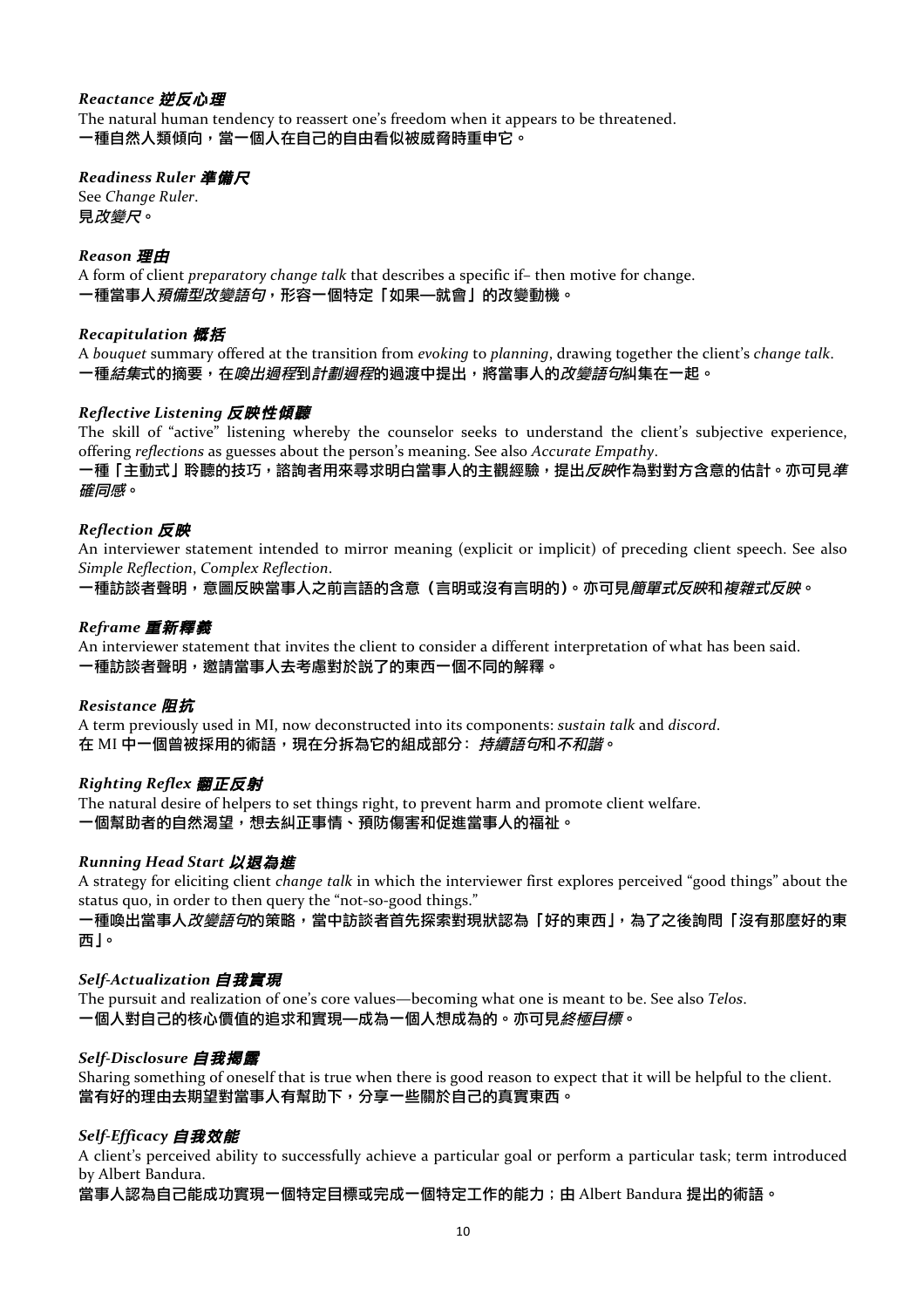### *Reactance* 逆反心理

The natural human tendency to reassert one's freedom when it appears to be threatened.
**一種自然人類傾向，當一個人在自己的自由看似被威脅時重申它。**

### *Readiness Ruler* 準備尺

See *Change Ruler*.
**見*改變尺*。**

### *Reason* 理由

A form of client *preparatory change talk* that describes a specific if– then motive for change.
**一種當事人*預備型改變語句*，形容一個特定「如果—就會」的改變動機。**

### *Recapitulation* 概括

A *bouquet* summary offered at the transition from *evoking* to *planning*, drawing together the client's *change talk*.
**一種*結集*式的摘要，在*喚出過程*到*計劃過程*的過渡中提出，將當事人的*改變語句*糾集在一起。**

### *Reflective Listening* 反映性傾聽

The skill of "active" listening whereby the counselor seeks to understand the client's subjective experience, offering *reflections* as guesses about the person's meaning. See also *Accurate Empathy*.
**一種「主動式」聆聽的技巧，諮詢者用來尋求明白當事人的主觀經驗，提出*反映*作為對對方含意的估計。亦可見*準確同感*。**

### *Reflection* 反映

An interviewer statement intended to mirror meaning (explicit or implicit) of preceding client speech. See also *Simple Reflection*, *Complex Reflection*.
**一種訪談者聲明，意圖反映當事人之前言語的含意（言明或沒有言明的）。亦可見*簡單式反映*和*複雜式反映*。**

### *Reframe* 重新釋義

An interviewer statement that invites the client to consider a different interpretation of what has been said.
**一種訪談者聲明，邀請當事人去考慮對於說了的東西一個不同的解釋。**

### *Resistance* 阻抗

A term previously used in MI, now deconstructed into its components: *sustain talk* and *discord*.
**在 MI 中一個曾被採用的術語，現在分拆為它的組成部分：*持續語句*和*不和諧*。**

### *Righting Reflex* 翻正反射

The natural desire of helpers to set things right, to prevent harm and promote client welfare.
**一個幫助者的自然渴望，想去糾正事情、預防傷害和促進當事人的福祉。**

### *Running Head Start* 以退為進

A strategy for eliciting client *change talk* in which the interviewer first explores perceived "good things" about the status quo, in order to then query the "not-so-good things."
**一種喚出當事人*改變語句*的策略，當中訪談者首先探索對現狀認為「好的東西」，為了之後詢問「沒有那麼好的東西」。**

### *Self-Actualization* 自我實現

The pursuit and realization of one's core values—becoming what one is meant to be. See also *Telos*.
**一個人對自己的核心價值的追求和實現—成為一個人想成為的。亦可見*終極目標*。**

### *Self-Disclosure* 自我揭露

Sharing something of oneself that is true when there is good reason to expect that it will be helpful to the client.
**當有好的理由去期望對當事人有幫助下，分享一些關於自己的真實東西。**

### *Self-Efficacy* 自我效能

A client's perceived ability to successfully achieve a particular goal or perform a particular task; term introduced by Albert Bandura.
**當事人認為自己能成功實現一個特定目標或完成一個特定工作的能力；由 Albert Bandura 提出的術語。**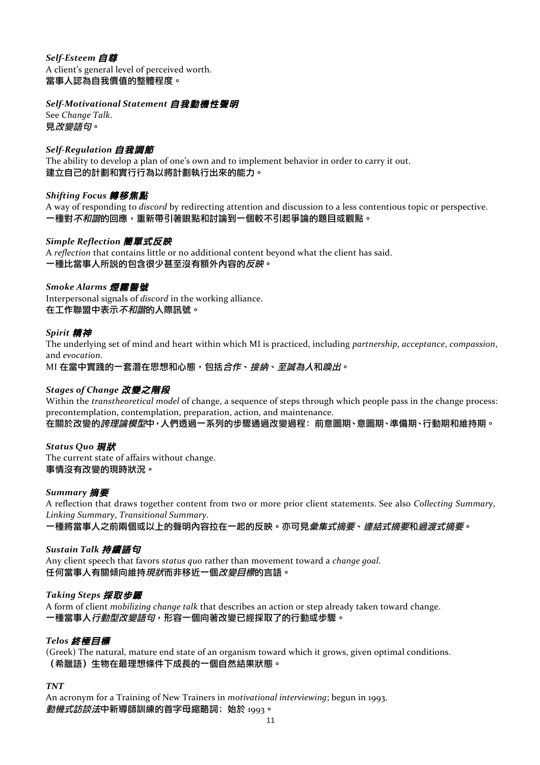***Self-Esteem 自尊***

A client's general level of perceived worth.
**當事人認為自我價值的整體程度。**

***Self-Motivational Statement 自我動機性聲明***

See *Change Talk*.
**見*改變語句*。**

***Self-Regulation 自我調節***

The ability to develop a plan of one's own and to implement behavior in order to carry it out.
**建立自己的計劃和實行行為以將計劃執行出來的能力。**

***Shifting Focus 轉移焦點***

A way of responding to *discord* by redirecting attention and discussion to a less contentious topic or perspective.
**一種對*不和諧*的回應，重新帶引著眼點和討論到一個較不引起爭論的題目或觀點。**

***Simple Reflection 簡單式反映***

A *reflection* that contains little or no additional content beyond what the client has said.
**一種比當事人所說的包含很少甚至沒有額外內容的*反映*。**

***Smoke Alarms 煙霧警號***

Interpersonal signals of *discord* in the working alliance.
**在工作聯盟中表示*不和諧*的人際訊號。**

***Spirit 精神***

The underlying set of mind and heart within which MI is practiced, including *partnership*, *acceptance*, *compassion*, and *evocation*.
**MI 在當中實踐的一套潛在思想和心態，包括*合作*、*接納*、*至誠為人*和*喚出*。**

***Stages of Change 改變之階段***

Within the *transtheoretical model* of change, a sequence of steps through which people pass in the change process: precontemplation, contemplation, preparation, action, and maintenance.
**在關於改變的*跨理論模型*中，人們透過一系列的步驟通過改變過程：前意圖期、意圖期、準備期、行動期和維持期。**

***Status Quo 現狀***

The current state of affairs without change.
**事情沒有改變的現時狀況。**

***Summary 摘要***

A reflection that draws together content from two or more prior client statements. See also *Collecting Summary*, *Linking Summary*, *Transitional Summary*.
**一種將當事人之前兩個或以上的聲明內容拉在一起的反映。亦可見*彙集式摘要*、*連結式摘要*和*過渡式摘要*。**

***Sustain Talk 持續語句***

Any client speech that favors *status quo* rather than movement toward a *change goal*.
**任何當事人有關傾向維持*現狀*而非移近一個*改變目標*的言語。**

***Taking Steps 採取步驟***

A form of client *mobilizing change talk* that describes an action or step already taken toward change.
**一種當事人*行動型改變語句*，形容一個向著改變已經採取了的行動或步驟。**

***Telos 終極目標***

(Greek) The natural, mature end state of an organism toward which it grows, given optimal conditions.
**（希臘語）生物在最理想條件下成長的一個自然結果狀態。**

***TNT***

An acronym for a Training of New Trainers in *motivational interviewing*; begun in 1993.
***動機式訪談法*中新導師訓練的首字母縮略詞；始於 1993。**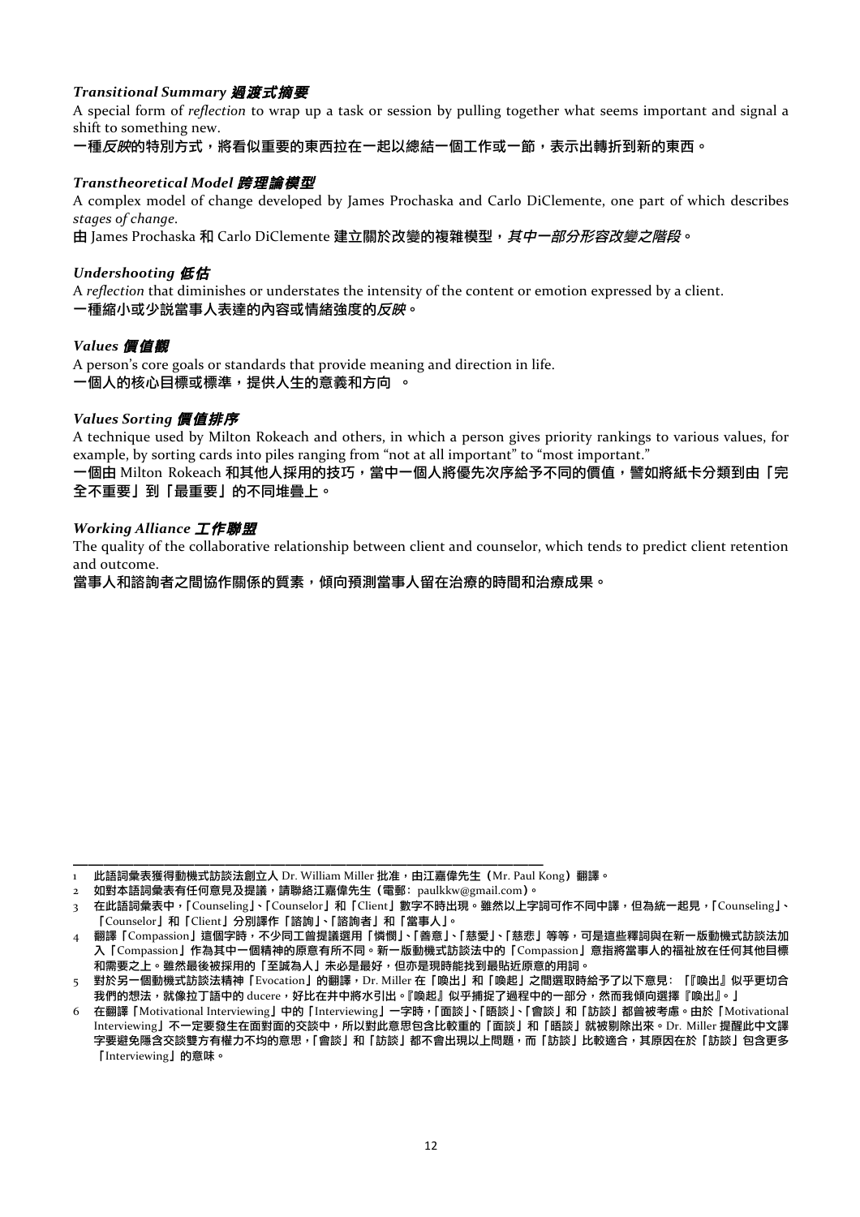### *Transitional Summary 過渡式摘要*

A special form of *reflection* to wrap up a task or session by pulling together what seems important and signal a shift to something new.

**一種*反映*的特別方式，將看似重要的東西拉在一起以總結一個工作或一節，表示出轉折到新的東西。**

### *Transtheoretical Model 跨理論模型*

A complex model of change developed by James Prochaska and Carlo DiClemente, one part of which describes *stages of change*.

**由 James Prochaska 和 Carlo DiClemente 建立關於改變的複雜模型，*其中一部分形容改變之階段*。**

### *Undershooting 低估*

A *reflection* that diminishes or understates the intensity of the content or emotion expressed by a client.

**一種縮小或少說當事人表達的內容或情緒強度的*反映*。**

### *Values 價值觀*

A person's core goals or standards that provide meaning and direction in life.

**一個人的核心目標或標準，提供人生的意義和方向 。**

### *Values Sorting 價值排序*

A technique used by Milton Rokeach and others, in which a person gives priority rankings to various values, for example, by sorting cards into piles ranging from "not at all important" to "most important."

**一個由 Milton Rokeach 和其他人採用的技巧，當中一個人將優先次序給予不同的價值，譬如將紙卡分類到由「完全不重要」到「最重要」的不同堆疊上。**

### *Working Alliance 工作聯盟*

The quality of the collaborative relationship between client and counselor, which tends to predict client retention and outcome.

**當事人和諮詢者之間協作關係的質素，傾向預測當事人留在治療的時間和治療成果。**

---

1. 此語詞彙表獲得動機式訪談法創立人 Dr. William Miller 批准，由江嘉偉先生（Mr. Paul Kong）翻譯。
2. 如對本語詞彙表有任何意見及提議，請聯絡江嘉偉先生（電郵：paulkkw@gmail.com）。
3. 在此語詞彙表中，「Counseling」、「Counselor」和「Client」數字不時出現。雖然以上字詞可作不同中譯，但為統一起見，「Counseling」、「Counselor」和「Client」分別譯作「諮詢」、「諮詢者」和「當事人」。
4. 翻譯「Compassion」這個字時，不少同工曾提議選用「憐憫」、「善意」、「慈愛」、「慈悲」等等，可是這些釋詞與在新一版動機式訪談法加入「Compassion」作為其中一個精神的原意有所不同。新一版動機式訪談法中的「Compassion」意指將當事人的福祉放在任何其他目標和需要之上。雖然最後被採用的「至誠為人」未必是最好，但亦是現時能找到最貼近原意的用詞。
5. 對於另一個動機式訪談法精神「Evocation」的翻譯，Dr. Miller 在「喚出」和「喚起」之間選取時給予了以下意見：「『喚出』似乎更切合我們的想法，就像拉丁語中的 ducere，好比在井中將水引出。『喚起』似乎捕捉了過程中的一部分，然而我傾向選擇『喚出』。」
6. 在翻譯「Motivational Interviewing」中的「Interviewing」一字時，「面談」、「晤談」、「會談」和「訪談」都曾被考慮。由於「Motivational Interviewing」不一定要發生在面對面的交談中，所以對此意思包含比較重的「面談」和「晤談」就被剔除出來。Dr. Miller 提醒此中文譯字要避免隱含交談雙方有權力不均的意思，「會談」和「訪談」都不會出現以上問題，而「訪談」比較適合，其原因在於「訪談」包含更多「Interviewing」的意味。